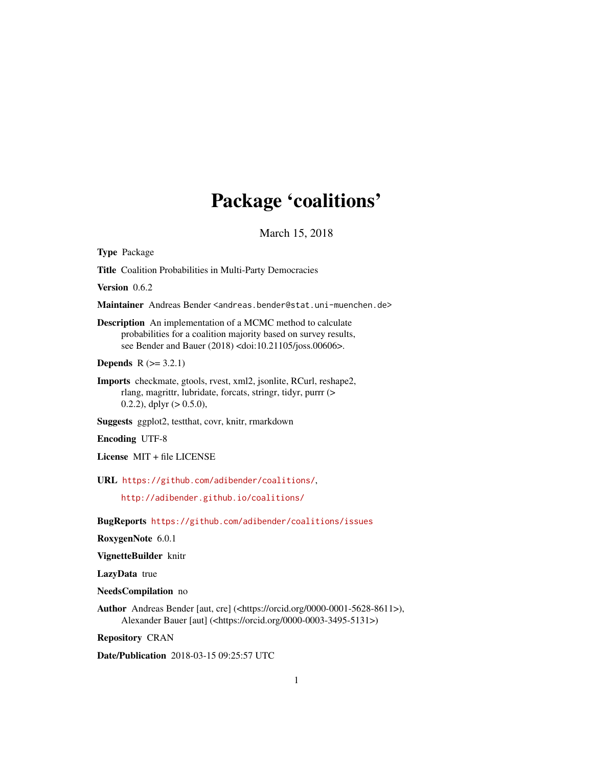# Package 'coalitions'

March 15, 2018

**Type** Package

**Title** Coalition Probabilities in Multi-Party Democracies

**Version** 0.6.2

**Maintainer** Andreas Bender <andreas.bender@stat.uni-muenchen.de>

**Description** An implementation of a MCMC method to calculate probabilities for a coalition majority based on survey results, see Bender and Bauer (2018) <doi:10.21105/joss.00606>.

**Depends** R (>= 3.2.1)

**Imports** checkmate, gtools, rvest, xml2, jsonlite, RCurl, reshape2, rlang, magrittr, lubridate, forcats, stringr, tidyr, purrr (> 0.2.2), dplyr (> 0.5.0),

**Suggests** ggplot2, testthat, covr, knitr, rmarkdown

**Encoding** UTF-8

**License** MIT + file LICENSE

**URL** https://github.com/adibender/coalitions/,

http://adibender.github.io/coalitions/

**BugReports** https://github.com/adibender/coalitions/issues

**RoxygenNote** 6.0.1

**VignetteBuilder** knitr

**LazyData** true

**NeedsCompilation** no

**Author** Andreas Bender [aut, cre] (<https://orcid.org/0000-0001-5628-8611>), Alexander Bauer [aut] (<https://orcid.org/0000-0003-3495-5131>)

**Repository** CRAN

**Date/Publication** 2018-03-15 09:25:57 UTC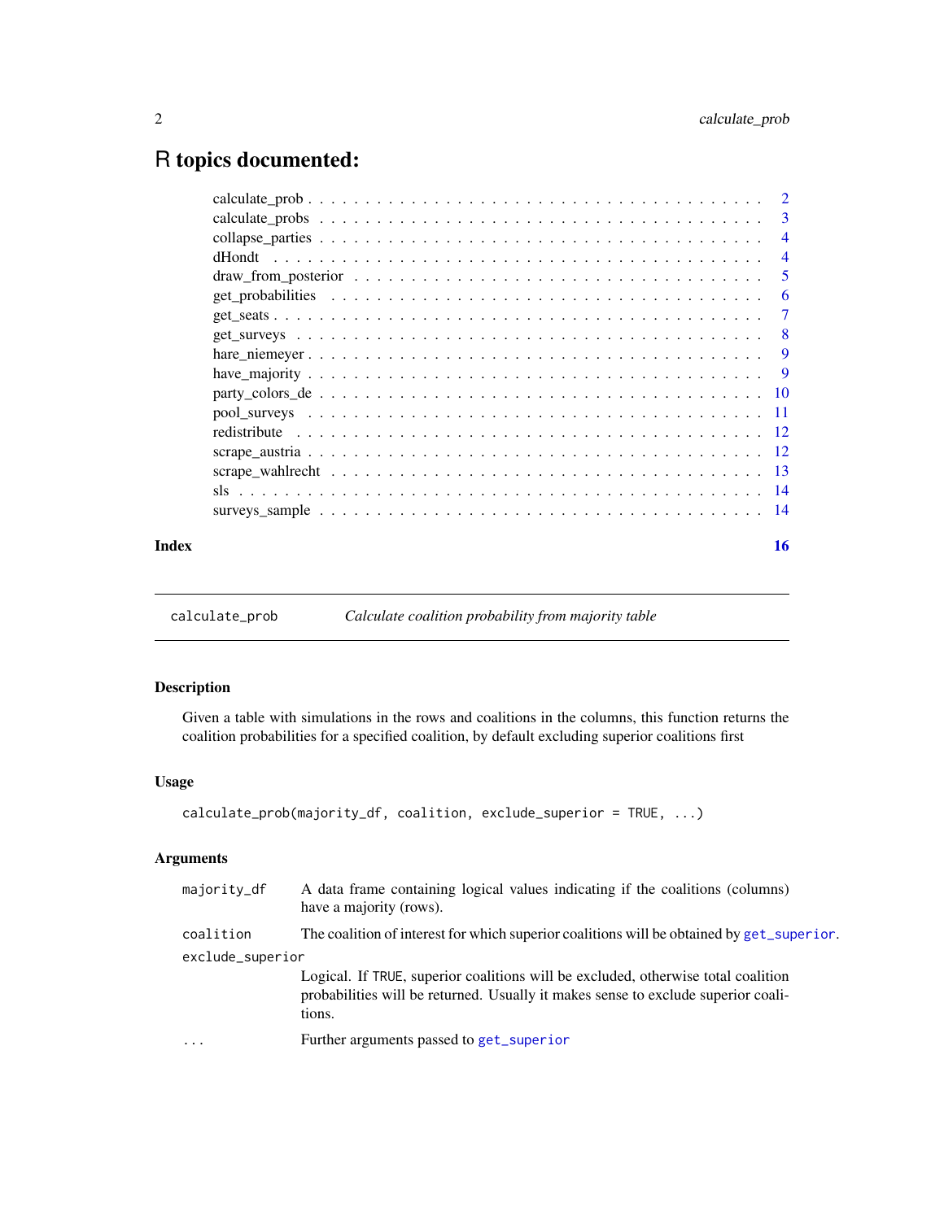# R topics documented:

| | |
|---|---|
| calculate_prob | 2 |
| calculate_probs | 3 |
| collapse_parties | 4 |
| dHondt | 4 |
| draw_from_posterior | 5 |
| get_probabilities | 6 |
| get_seats | 7 |
| get_surveys | 8 |
| hare_niemeyer | 9 |
| have_majority | 9 |
| party_colors_de | 10 |
| pool_surveys | 11 |
| redistribute | 12 |
| scrape_austria | 12 |
| scrape_wahlrecht | 13 |
| sls | 14 |
| surveys_sample | 14 |

**Index** **16**

---

`calculate_prob` *Calculate coalition probability from majority table*

---

## Description

Given a table with simulations in the rows and coalitions in the columns, this function returns the coalition probabilities for a specified coalition, by default excluding superior coalitions first

## Usage

```
calculate_prob(majority_df, coalition, exclude_superior = TRUE, ...)
```

## Arguments

| | |
|---|---|
| `majority_df` | A data frame containing logical values indicating if the coalitions (columns) have a majority (rows). |
| `coalition` | The coalition of interest for which superior coalitions will be obtained by `get_superior`. |
| `exclude_superior` | Logical. If `TRUE`, superior coalitions will be excluded, otherwise total coalition probabilities will be returned. Usually it makes sense to exclude superior coalitions. |
| `...` | Further arguments passed to `get_superior` |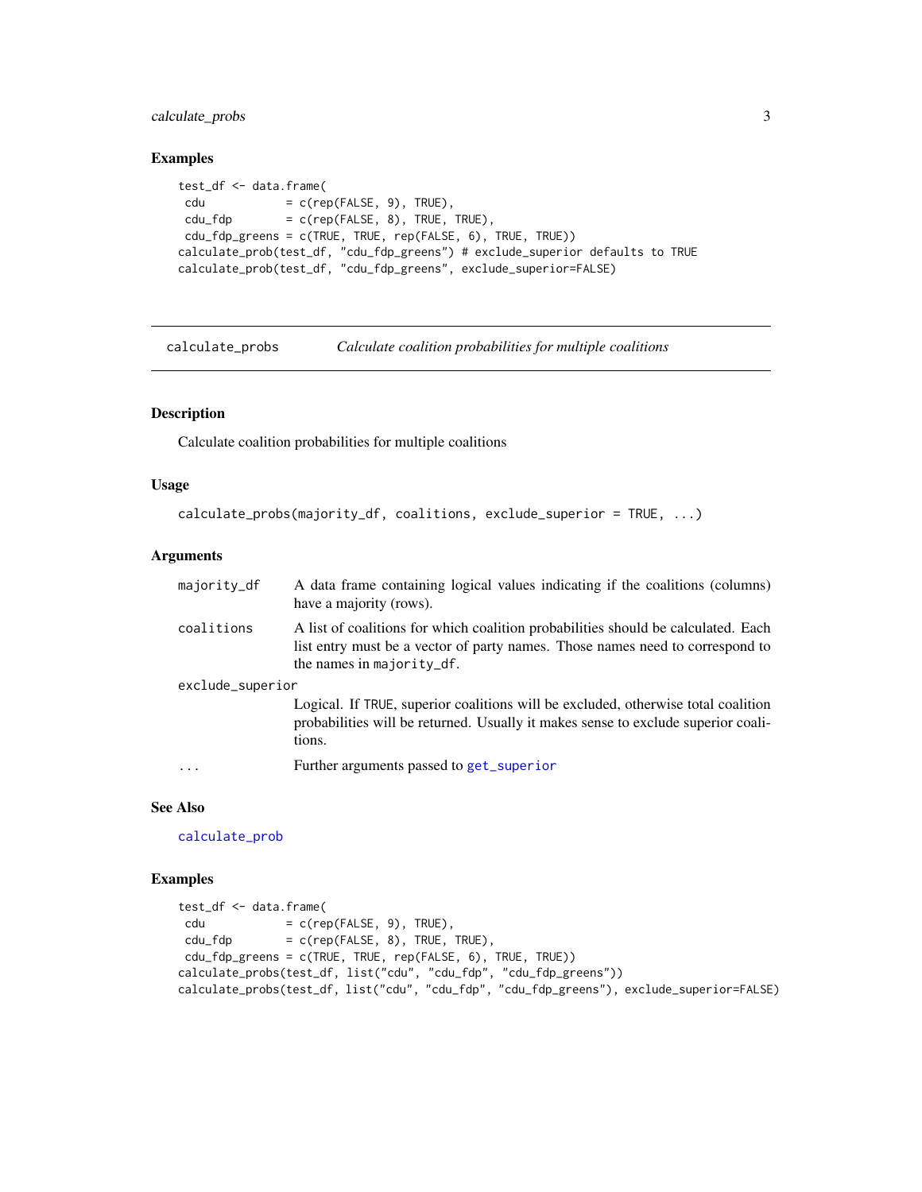### Examples

```
test_df <- data.frame(
 cdu           = c(rep(FALSE, 9), TRUE),
 cdu_fdp       = c(rep(FALSE, 8), TRUE, TRUE),
 cdu_fdp_greens = c(TRUE, TRUE, rep(FALSE, 6), TRUE, TRUE))
calculate_prob(test_df, "cdu_fdp_greens") # exclude_superior defaults to TRUE
calculate_prob(test_df, "cdu_fdp_greens", exclude_superior=FALSE)
```

---

## calculate_probs — *Calculate coalition probabilities for multiple coalitions*

### Description

Calculate coalition probabilities for multiple coalitions

### Usage

```
calculate_probs(majority_df, coalitions, exclude_superior = TRUE, ...)
```

### Arguments

| Argument | Description |
|---|---|
| `majority_df` | A data frame containing logical values indicating if the coalitions (columns) have a majority (rows). |
| `coalitions` | A list of coalitions for which coalition probabilities should be calculated. Each list entry must be a vector of party names. Those names need to correspond to the names in `majority_df`. |
| `exclude_superior` | Logical. If `TRUE`, superior coalitions will be excluded, otherwise total coalition probabilities will be returned. Usually it makes sense to exclude superior coalitions. |
| `...` | Further arguments passed to `get_superior` |

### See Also

`calculate_prob`

### Examples

```
test_df <- data.frame(
 cdu           = c(rep(FALSE, 9), TRUE),
 cdu_fdp       = c(rep(FALSE, 8), TRUE, TRUE),
 cdu_fdp_greens = c(TRUE, TRUE, rep(FALSE, 6), TRUE, TRUE))
calculate_probs(test_df, list("cdu", "cdu_fdp", "cdu_fdp_greens"))
calculate_probs(test_df, list("cdu", "cdu_fdp", "cdu_fdp_greens"), exclude_superior=FALSE)
```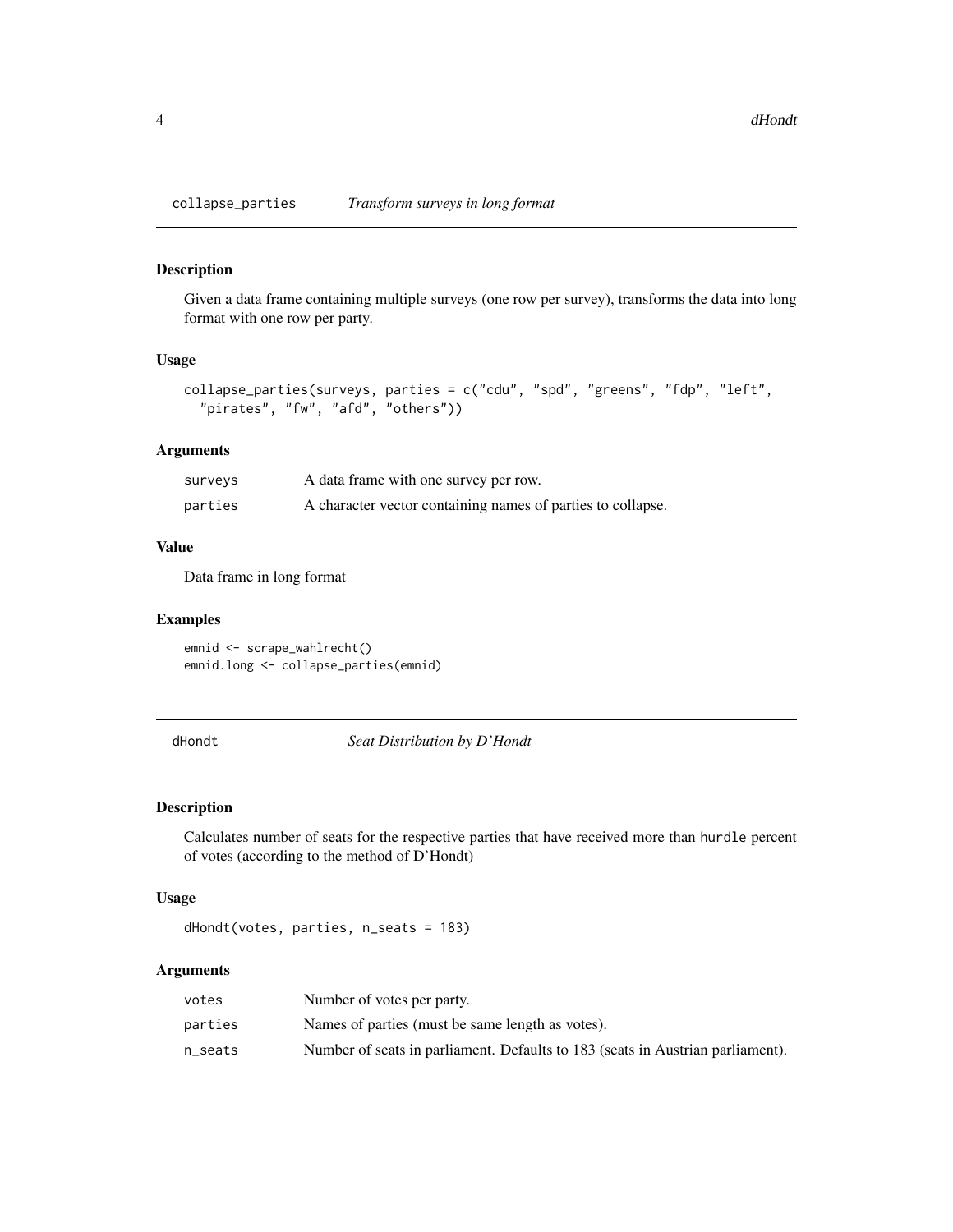## collapse_parties — *Transform surveys in long format*

### Description

Given a data frame containing multiple surveys (one row per survey), transforms the data into long format with one row per party.

### Usage

```
collapse_parties(surveys, parties = c("cdu", "spd", "greens", "fdp", "left",
  "pirates", "fw", "afd", "others"))
```

### Arguments

| | |
|---|---|
| surveys | A data frame with one survey per row. |
| parties | A character vector containing names of parties to collapse. |

### Value

Data frame in long format

### Examples

```
emnid <- scrape_wahlrecht()
emnid.long <- collapse_parties(emnid)
```

## dHondt — *Seat Distribution by D'Hondt*

### Description

Calculates number of seats for the respective parties that have received more than `hurdle` percent of votes (according to the method of D'Hondt)

### Usage

```
dHondt(votes, parties, n_seats = 183)
```

### Arguments

| | |
|---|---|
| votes | Number of votes per party. |
| parties | Names of parties (must be same length as votes). |
| n_seats | Number of seats in parliament. Defaults to 183 (seats in Austrian parliament). |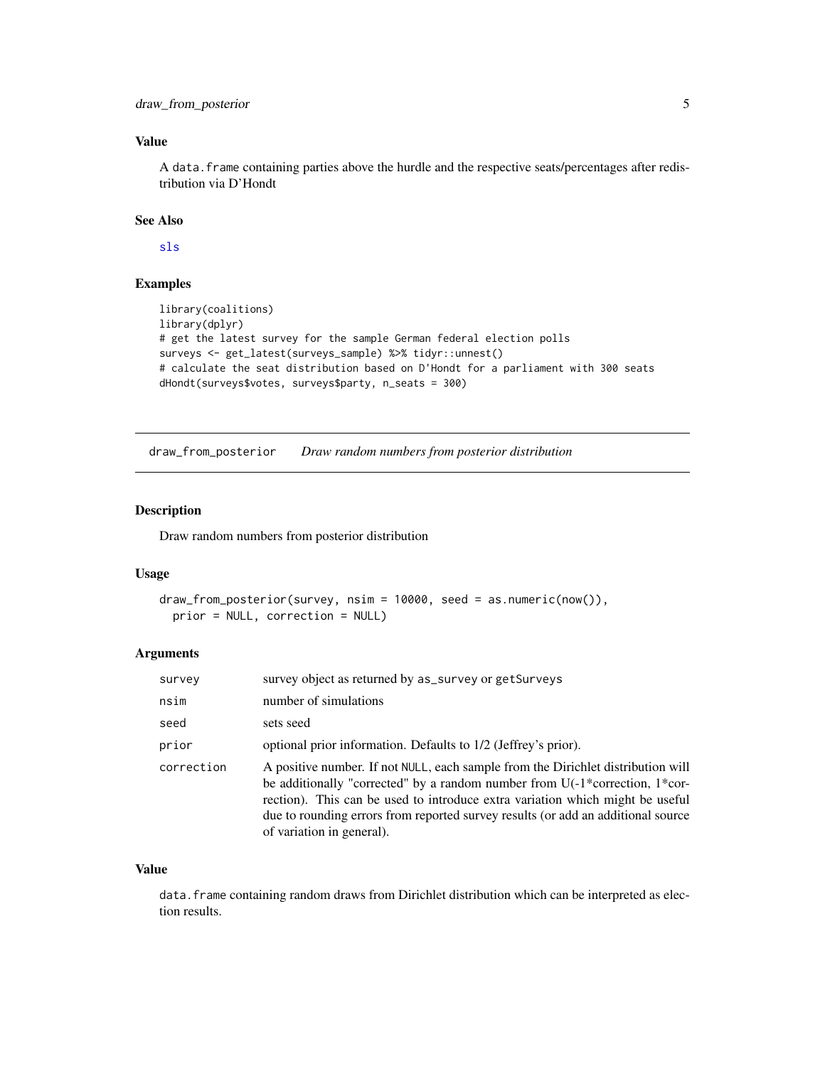### Value

A `data.frame` containing parties above the hurdle and the respective seats/percentages after redistribution via D'Hondt

### See Also

sls

### Examples

```
library(coalitions)
library(dplyr)
# get the latest survey for the sample German federal election polls
surveys <- get_latest(surveys_sample) %>% tidyr::unnest()
# calculate the seat distribution based on D'Hondt for a parliament with 300 seats
dHondt(surveys$votes, surveys$party, n_seats = 300)
```

---

## draw_from_posterior *Draw random numbers from posterior distribution*

### Description

Draw random numbers from posterior distribution

### Usage

```
draw_from_posterior(survey, nsim = 10000, seed = as.numeric(now()),
  prior = NULL, correction = NULL)
```

### Arguments

| | |
|---|---|
| survey | survey object as returned by `as_survey` or `getSurveys` |
| nsim | number of simulations |
| seed | sets seed |
| prior | optional prior information. Defaults to 1/2 (Jeffrey's prior). |
| correction | A positive number. If not `NULL`, each sample from the Dirichlet distribution will be additionally "corrected" by a random number from U(-1*correction, 1*correction). This can be used to introduce extra variation which might be useful due to rounding errors from reported survey results (or add an additional source of variation in general). |

### Value

`data.frame` containing random draws from Dirichlet distribution which can be interpreted as election results.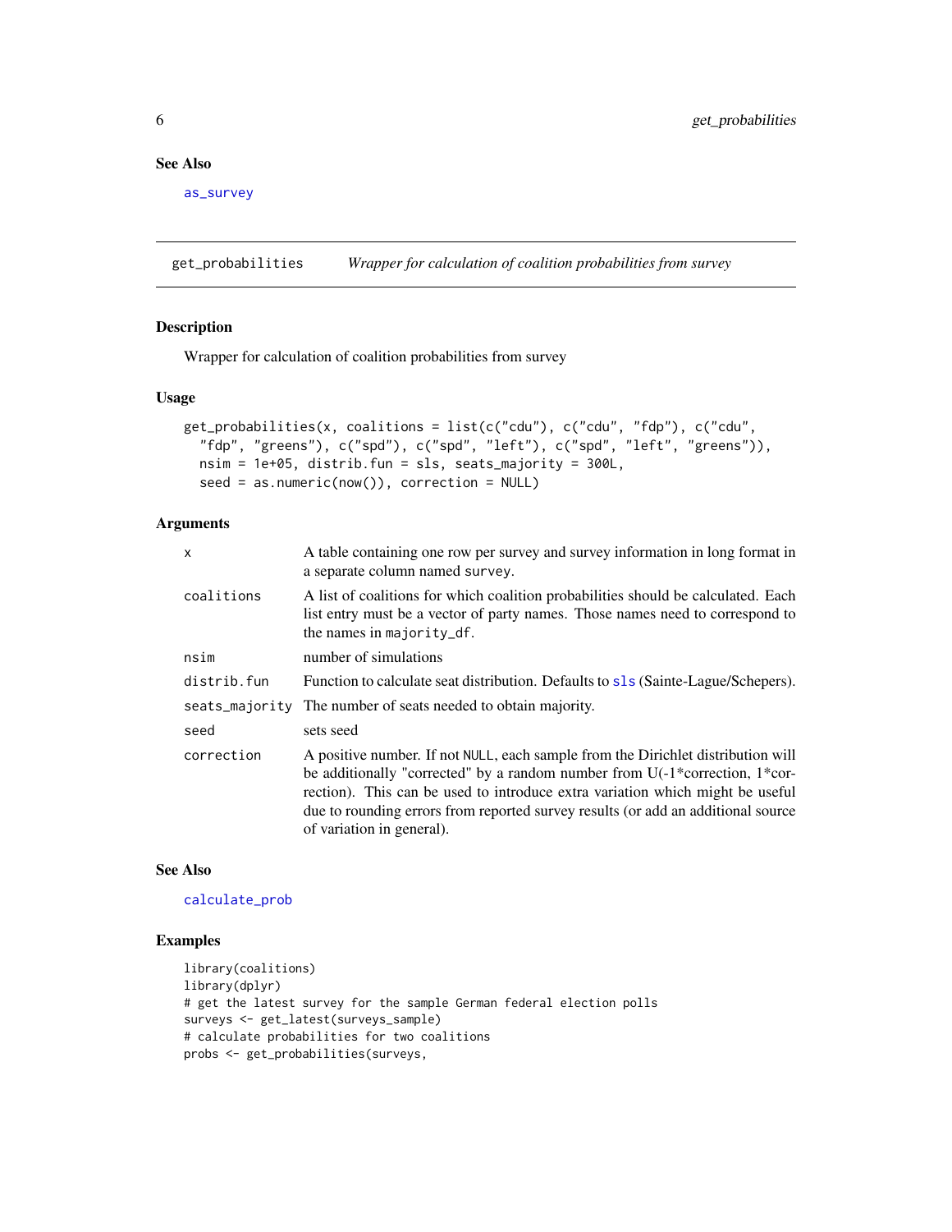## See Also

as_survey

---

## get_probabilities — *Wrapper for calculation of coalition probabilities from survey*

### Description

Wrapper for calculation of coalition probabilities from survey

### Usage

```
get_probabilities(x, coalitions = list(c("cdu"), c("cdu", "fdp"), c("cdu",
  "fdp", "greens"), c("spd"), c("spd", "left"), c("spd", "left", "greens")),
  nsim = 1e+05, distrib.fun = sls, seats_majority = 300L,
  seed = as.numeric(now()), correction = NULL)
```

### Arguments

| | |
|---|---|
| `x` | A table containing one row per survey and survey information in long format in a separate column named `survey`. |
| `coalitions` | A list of coalitions for which coalition probabilities should be calculated. Each list entry must be a vector of party names. Those names need to correspond to the names in `majority_df`. |
| `nsim` | number of simulations |
| `distrib.fun` | Function to calculate seat distribution. Defaults to `sls` (Sainte-Lague/Schepers). |
| `seats_majority` | The number of seats needed to obtain majority. |
| `seed` | sets seed |
| `correction` | A positive number. If not `NULL`, each sample from the Dirichlet distribution will be additionally "corrected" by a random number from U(-1*correction, 1*correction). This can be used to introduce extra variation which might be useful due to rounding errors from reported survey results (or add an additional source of variation in general). |

### See Also

calculate_prob

### Examples

```
library(coalitions)
library(dplyr)
# get the latest survey for the sample German federal election polls
surveys <- get_latest(surveys_sample)
# calculate probabilities for two coalitions
probs <- get_probabilities(surveys,
```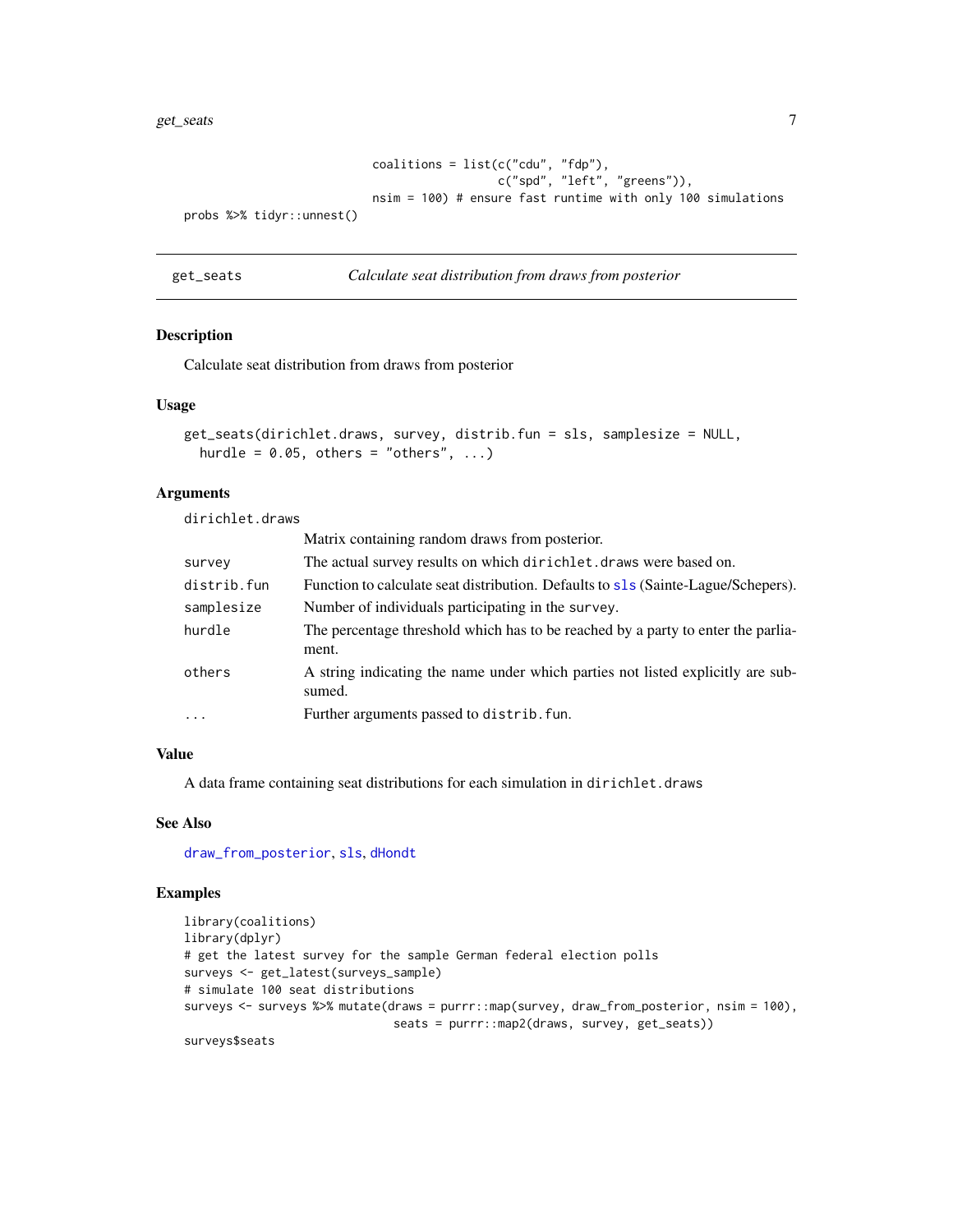```
                              coalitions = list(c("cdu", "fdp"),
                                                c("spd", "left", "greens")),
                              nsim = 100) # ensure fast runtime with only 100 simulations
probs %>% tidyr::unnest()
```

## get_seats — *Calculate seat distribution from draws from posterior*

### Description

Calculate seat distribution from draws from posterior

### Usage

```
get_seats(dirichlet.draws, survey, distrib.fun = sls, samplesize = NULL,
  hurdle = 0.05, others = "others", ...)
```

### Arguments

| Argument | Description |
|---|---|
| `dirichlet.draws` | Matrix containing random draws from posterior. |
| `survey` | The actual survey results on which `dirichlet.draws` were based on. |
| `distrib.fun` | Function to calculate seat distribution. Defaults to `sls` (Sainte-Lague/Schepers). |
| `samplesize` | Number of individuals participating in the `survey`. |
| `hurdle` | The percentage threshold which has to be reached by a party to enter the parliament. |
| `others` | A string indicating the name under which parties not listed explicitly are subsumed. |
| `...` | Further arguments passed to `distrib.fun`. |

### Value

A data frame containing seat distributions for each simulation in `dirichlet.draws`

### See Also

`draw_from_posterior`, `sls`, `dHondt`

### Examples

```
library(coalitions)
library(dplyr)
# get the latest survey for the sample German federal election polls
surveys <- get_latest(surveys_sample)
# simulate 100 seat distributions
surveys <- surveys %>% mutate(draws = purrr::map(survey, draw_from_posterior, nsim = 100),
                              seats = purrr::map2(draws, survey, get_seats))
surveys$seats
```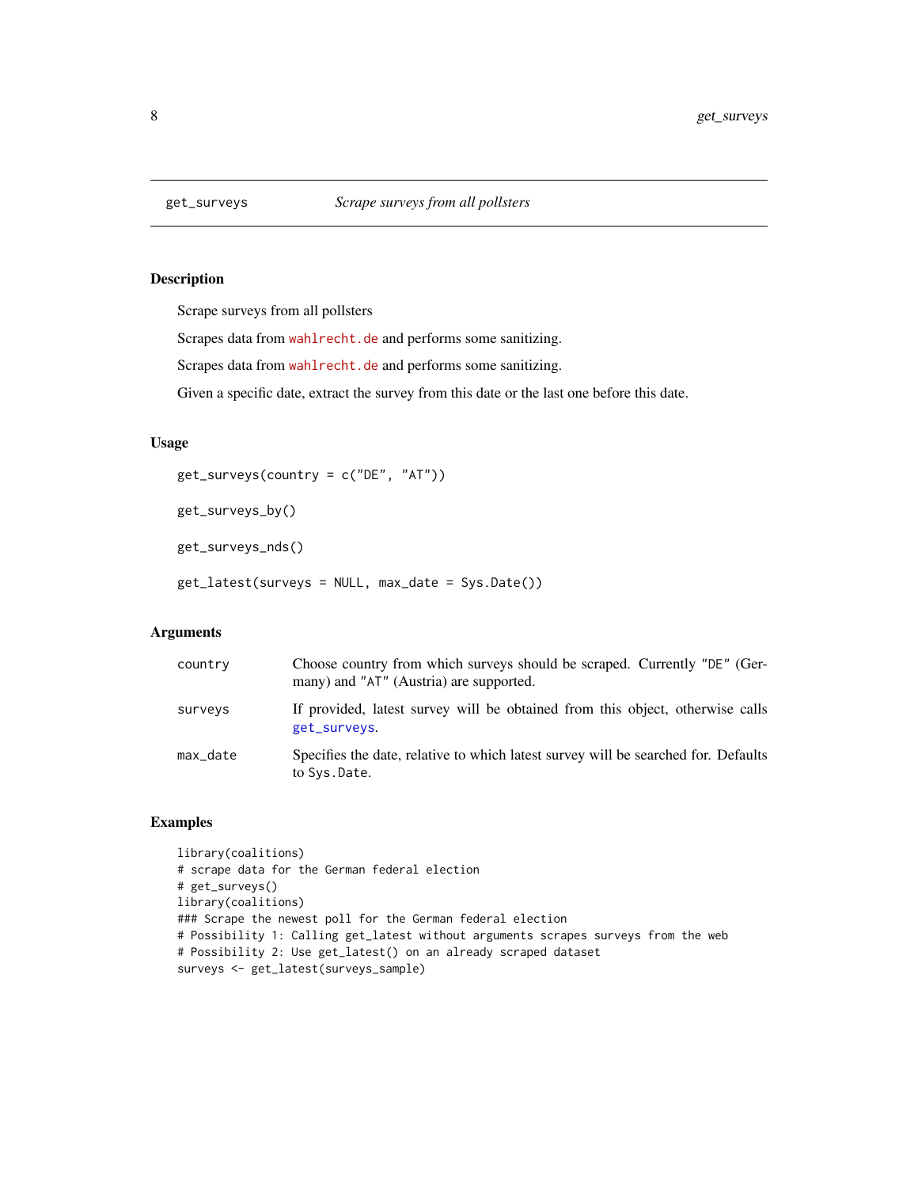## get_surveys — *Scrape surveys from all pollsters*

### Description

Scrape surveys from all pollsters

Scrapes data from wahlrecht.de and performs some sanitizing.

Scrapes data from wahlrecht.de and performs some sanitizing.

Given a specific date, extract the survey from this date or the last one before this date.

### Usage

```
get_surveys(country = c("DE", "AT"))

get_surveys_by()

get_surveys_nds()

get_latest(surveys = NULL, max_date = Sys.Date())
```

### Arguments

| Argument | Description |
|---|---|
| `country` | Choose country from which surveys should be scraped. Currently "DE" (Germany) and "AT" (Austria) are supported. |
| `surveys` | If provided, latest survey will be obtained from this object, otherwise calls `get_surveys`. |
| `max_date` | Specifies the date, relative to which latest survey will be searched for. Defaults to `Sys.Date`. |

### Examples

```
library(coalitions)
# scrape data for the German federal election
# get_surveys()
library(coalitions)
### Scrape the newest poll for the German federal election
# Possibility 1: Calling get_latest without arguments scrapes surveys from the web
# Possibility 2: Use get_latest() on an already scraped dataset
surveys <- get_latest(surveys_sample)
```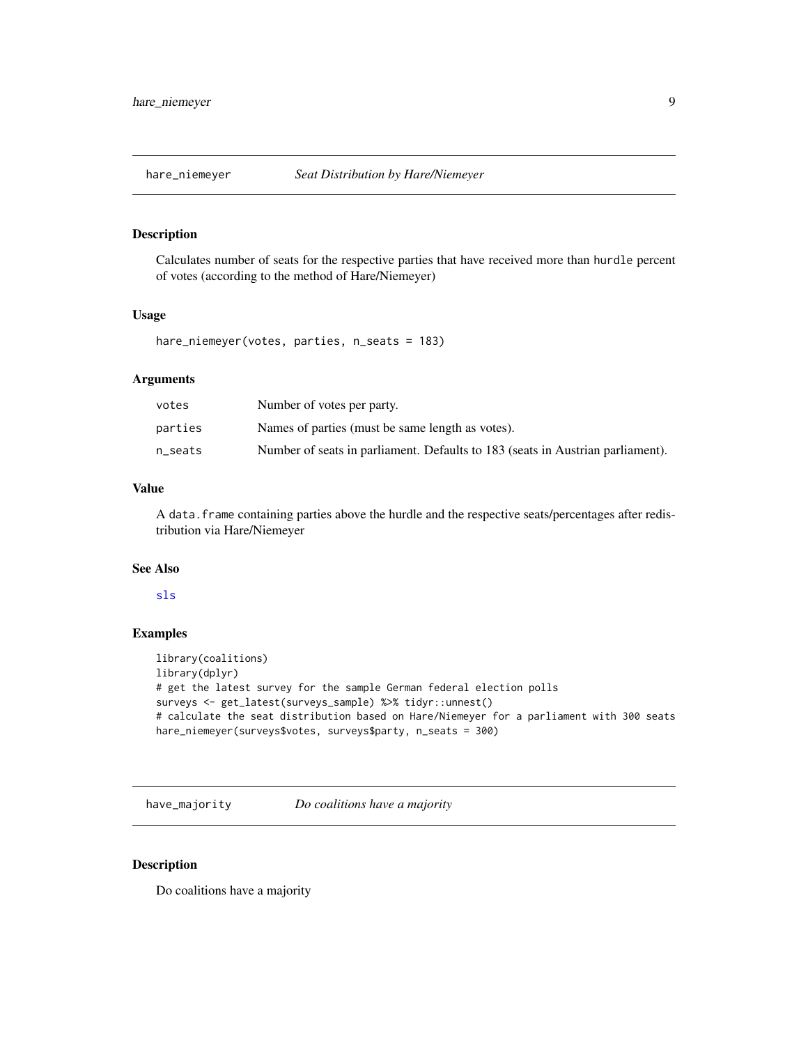## hare_niemeyer *Seat Distribution by Hare/Niemeyer*

### Description

Calculates number of seats for the respective parties that have received more than `hurdle` percent of votes (according to the method of Hare/Niemeyer)

### Usage

```
hare_niemeyer(votes, parties, n_seats = 183)
```

### Arguments

| | |
|---|---|
| `votes` | Number of votes per party. |
| `parties` | Names of parties (must be same length as votes). |
| `n_seats` | Number of seats in parliament. Defaults to 183 (seats in Austrian parliament). |

### Value

A `data.frame` containing parties above the hurdle and the respective seats/percentages after redistribution via Hare/Niemeyer

### See Also

sls

### Examples

```
library(coalitions)
library(dplyr)
# get the latest survey for the sample German federal election polls
surveys <- get_latest(surveys_sample) %>% tidyr::unnest()
# calculate the seat distribution based on Hare/Niemeyer for a parliament with 300 seats
hare_niemeyer(surveys$votes, surveys$party, n_seats = 300)
```

## have_majority *Do coalitions have a majority*

### Description

Do coalitions have a majority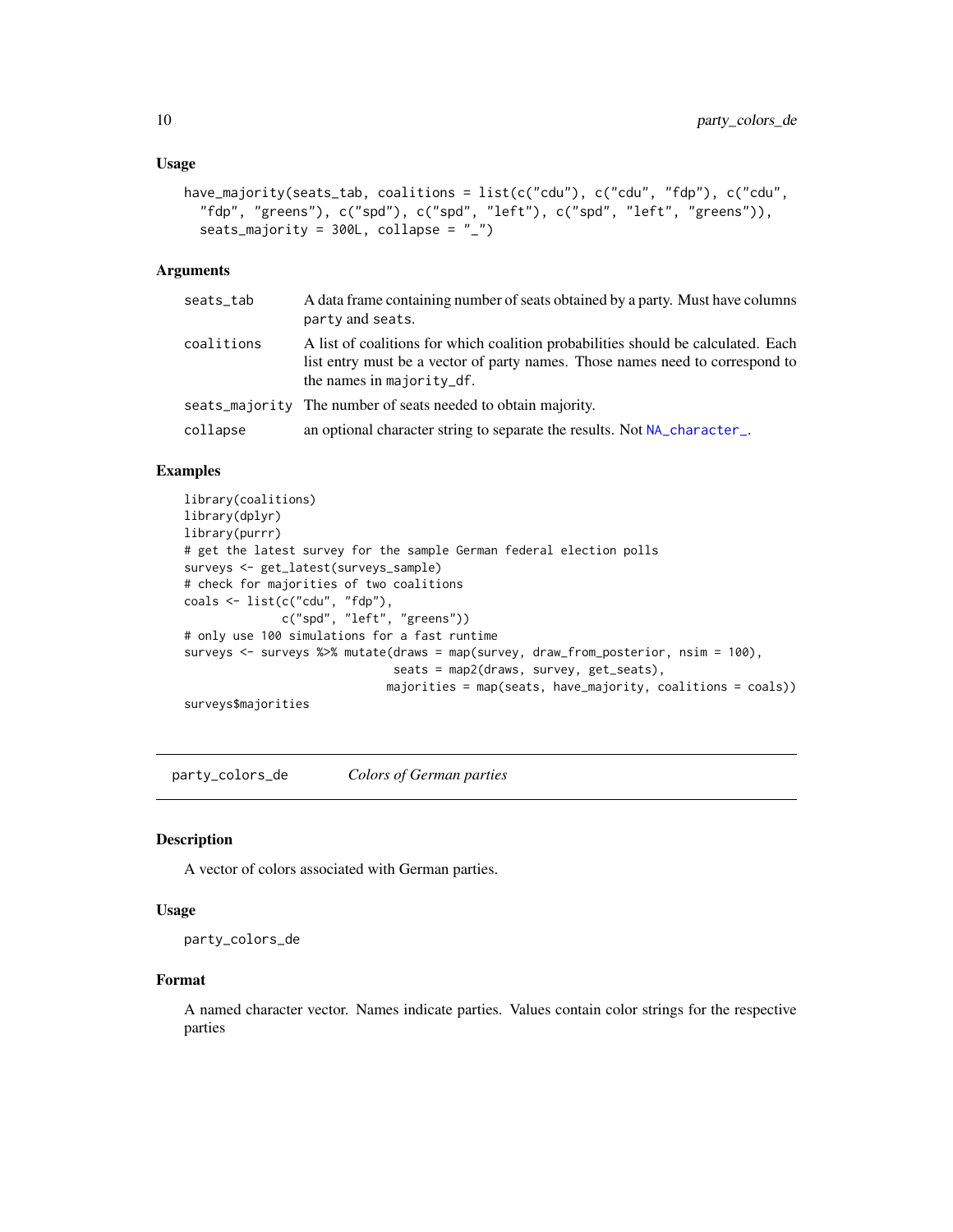### Usage

```
have_majority(seats_tab, coalitions = list(c("cdu"), c("cdu", "fdp"), c("cdu",
  "fdp", "greens"), c("spd"), c("spd", "left"), c("spd", "left", "greens")),
  seats_majority = 300L, collapse = "_")
```

### Arguments

| | |
|---|---|
| `seats_tab` | A data frame containing number of seats obtained by a party. Must have columns `party` and `seats`. |
| `coalitions` | A list of coalitions for which coalition probabilities should be calculated. Each list entry must be a vector of party names. Those names need to correspond to the names in `majority_df`. |
| `seats_majority` | The number of seats needed to obtain majority. |
| `collapse` | an optional character string to separate the results. Not `NA_character_`. |

### Examples

```
library(coalitions)
library(dplyr)
library(purrr)
# get the latest survey for the sample German federal election polls
surveys <- get_latest(surveys_sample)
# check for majorities of two coalitions
coals <- list(c("cdu", "fdp"),
              c("spd", "left", "greens"))
# only use 100 simulations for a fast runtime
surveys <- surveys %>% mutate(draws = map(survey, draw_from_posterior, nsim = 100),
                             seats = map2(draws, survey, get_seats),
                            majorities = map(seats, have_majority, coalitions = coals))
surveys$majorities
```

---

## party_colors_de        *Colors of German parties*

### Description

A vector of colors associated with German parties.

### Usage

```
party_colors_de
```

### Format

A named character vector. Names indicate parties. Values contain color strings for the respective parties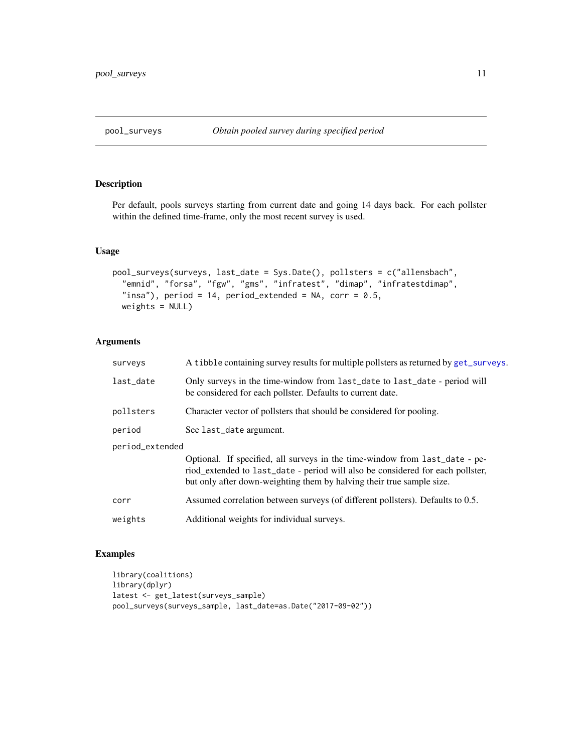## pool_surveys — *Obtain pooled survey during specified period*

### Description

Per default, pools surveys starting from current date and going 14 days back. For each pollster within the defined time-frame, only the most recent survey is used.

### Usage

```
pool_surveys(surveys, last_date = Sys.Date(), pollsters = c("allensbach",
  "emnid", "forsa", "fgw", "gms", "infratest", "dimap", "infratestdimap",
  "insa"), period = 14, period_extended = NA, corr = 0.5,
  weights = NULL)
```

### Arguments

| | |
|---|---|
| surveys | A `tibble` containing survey results for multiple pollsters as returned by `get_surveys`. |
| last_date | Only surveys in the time-window from `last_date` to `last_date` - period will be considered for each pollster. Defaults to current date. |
| pollsters | Character vector of pollsters that should be considered for pooling. |
| period | See `last_date` argument. |
| period_extended | Optional. If specified, all surveys in the time-window from `last_date` - period_extended to `last_date` - period will also be considered for each pollster, but only after down-weighting them by halving their true sample size. |
| corr | Assumed correlation between surveys (of different pollsters). Defaults to 0.5. |
| weights | Additional weights for individual surveys. |

### Examples

```
library(coalitions)
library(dplyr)
latest <- get_latest(surveys_sample)
pool_surveys(surveys_sample, last_date=as.Date("2017-09-02"))
```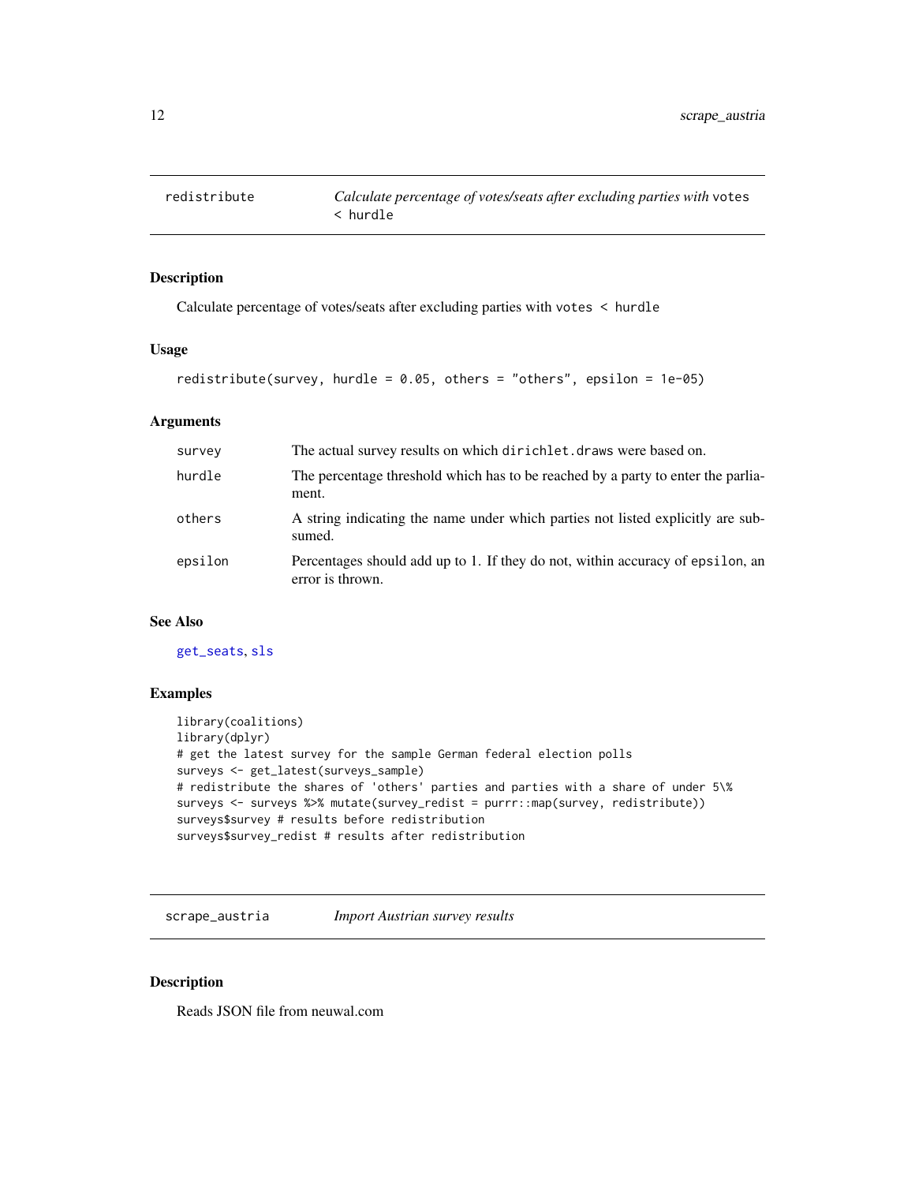## redistribute — *Calculate percentage of votes/seats after excluding parties with* `votes < hurdle`

### Description

Calculate percentage of votes/seats after excluding parties with `votes < hurdle`

### Usage

```
redistribute(survey, hurdle = 0.05, others = "others", epsilon = 1e-05)
```

### Arguments

| | |
|---|---|
| `survey` | The actual survey results on which `dirichlet.draws` were based on. |
| `hurdle` | The percentage threshold which has to be reached by a party to enter the parliament. |
| `others` | A string indicating the name under which parties not listed explicitly are subsumed. |
| `epsilon` | Percentages should add up to 1. If they do not, within accuracy of `epsilon`, an error is thrown. |

### See Also

`get_seats`, `sls`

### Examples

```
library(coalitions)
library(dplyr)
# get the latest survey for the sample German federal election polls
surveys <- get_latest(surveys_sample)
# redistribute the shares of 'others' parties and parties with a share of under 5\%
surveys <- surveys %>% mutate(survey_redist = purrr::map(survey, redistribute))
surveys$survey # results before redistribution
surveys$survey_redist # results after redistribution
```

## scrape_austria — *Import Austrian survey results*

### Description

Reads JSON file from neuwal.com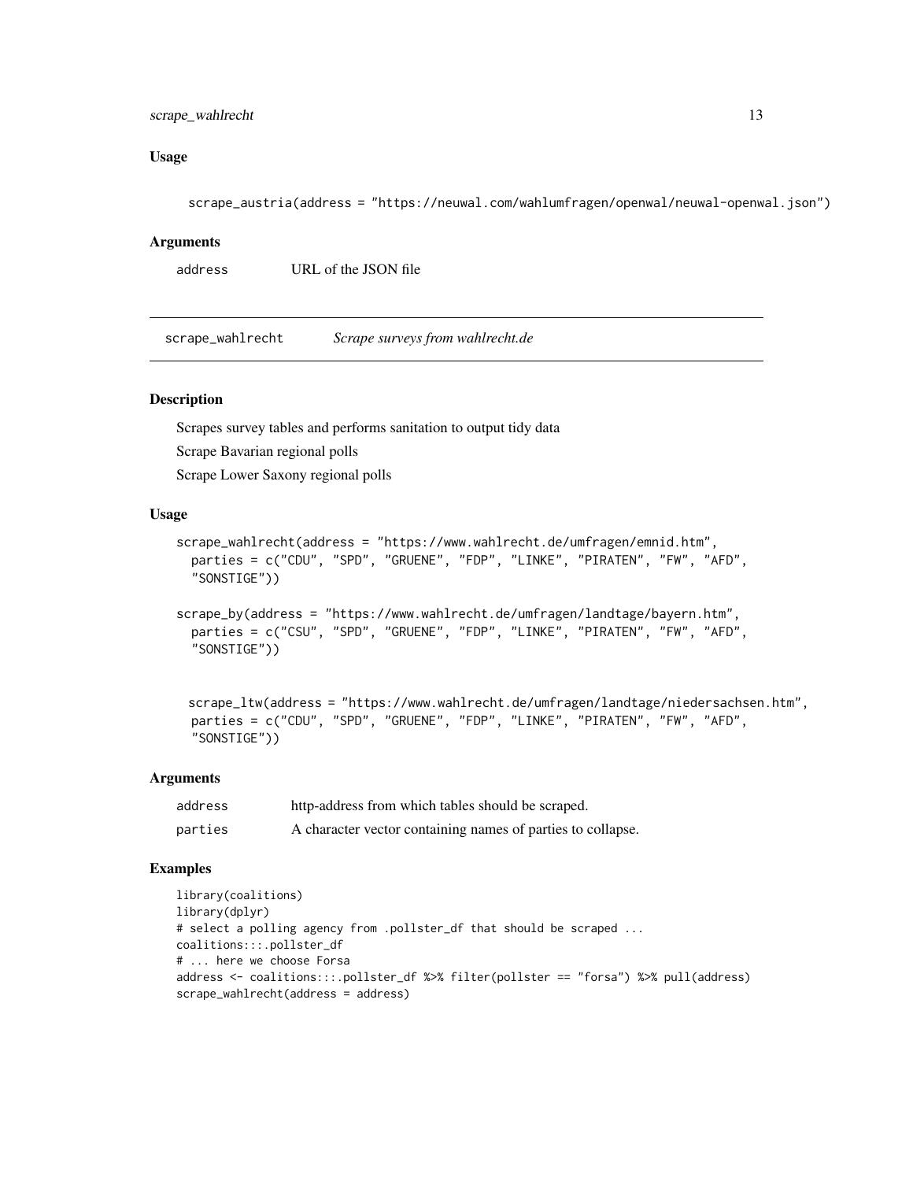### Usage

```
scrape_austria(address = "https://neuwal.com/wahlumfragen/openwal/neuwal-openwal.json")
```

### Arguments

| | |
|---|---|
| address | URL of the JSON file |

---

## scrape_wahlrecht — *Scrape surveys from wahlrecht.de*

---

### Description

Scrapes survey tables and performs sanitation to output tidy data

Scrape Bavarian regional polls

Scrape Lower Saxony regional polls

### Usage

```
scrape_wahlrecht(address = "https://www.wahlrecht.de/umfragen/emnid.htm",
  parties = c("CDU", "SPD", "GRUENE", "FDP", "LINKE", "PIRATEN", "FW", "AFD",
  "SONSTIGE"))

scrape_by(address = "https://www.wahlrecht.de/umfragen/landtage/bayern.htm",
  parties = c("CSU", "SPD", "GRUENE", "FDP", "LINKE", "PIRATEN", "FW", "AFD",
  "SONSTIGE"))

scrape_ltw(address = "https://www.wahlrecht.de/umfragen/landtage/niedersachsen.htm",
  parties = c("CDU", "SPD", "GRUENE", "FDP", "LINKE", "PIRATEN", "FW", "AFD",
  "SONSTIGE"))
```

### Arguments

| | |
|---|---|
| address | http-address from which tables should be scraped. |
| parties | A character vector containing names of parties to collapse. |

### Examples

```
library(coalitions)
library(dplyr)
# select a polling agency from .pollster_df that should be scraped ...
coalitions:::.pollster_df
# ... here we choose Forsa
address <- coalitions:::.pollster_df %>% filter(pollster == "forsa") %>% pull(address)
scrape_wahlrecht(address = address)
```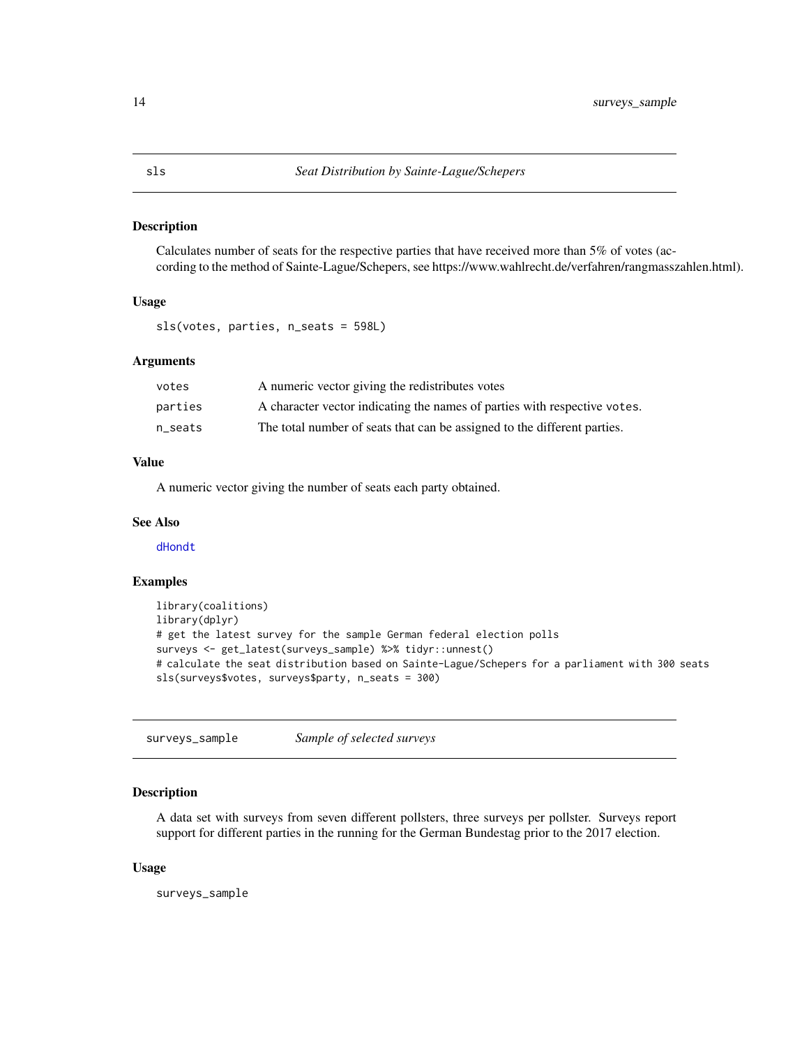## sls — *Seat Distribution by Sainte-Lague/Schepers*

### Description

Calculates number of seats for the respective parties that have received more than 5% of votes (according to the method of Sainte-Lague/Schepers, see https://www.wahlrecht.de/verfahren/rangmasszahlen.html).

### Usage

```
sls(votes, parties, n_seats = 598L)
```

### Arguments

| | |
|---|---|
| `votes` | A numeric vector giving the redistributes votes |
| `parties` | A character vector indicating the names of parties with respective `votes`. |
| `n_seats` | The total number of seats that can be assigned to the different parties. |

### Value

A numeric vector giving the number of seats each party obtained.

### See Also

`dHondt`

### Examples

```
library(coalitions)
library(dplyr)
# get the latest survey for the sample German federal election polls
surveys <- get_latest(surveys_sample) %>% tidyr::unnest()
# calculate the seat distribution based on Sainte-Lague/Schepers for a parliament with 300 seats
sls(surveys$votes, surveys$party, n_seats = 300)
```

## surveys_sample — *Sample of selected surveys*

### Description

A data set with surveys from seven different pollsters, three surveys per pollster. Surveys report support for different parties in the running for the German Bundestag prior to the 2017 election.

### Usage

```
surveys_sample
```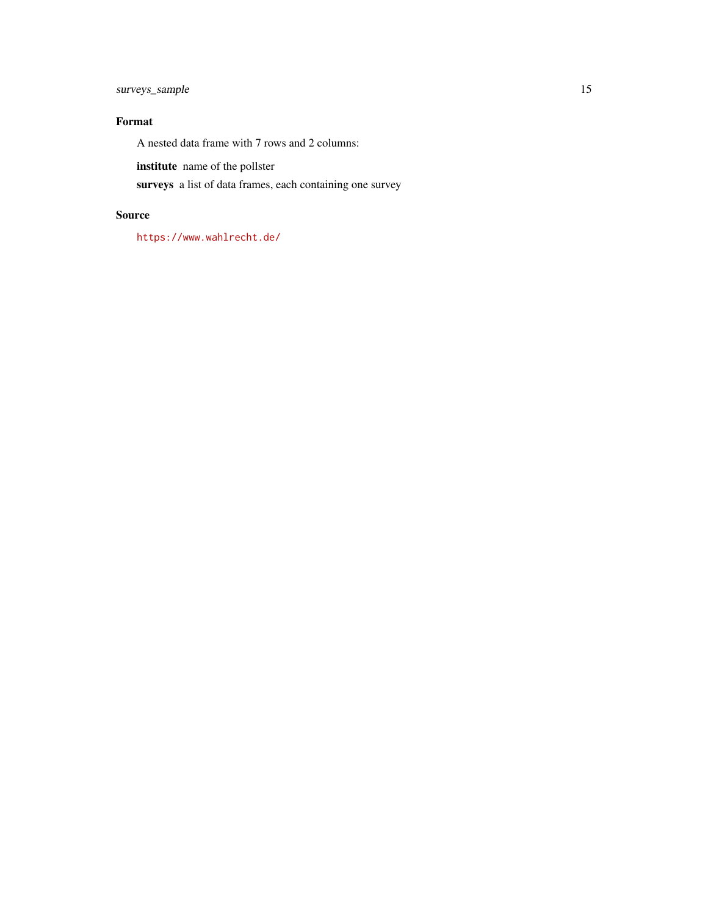### Format

A nested data frame with 7 rows and 2 columns:

**institute** name of the pollster

**surveys** a list of data frames, each containing one survey

### Source

https://www.wahlrecht.de/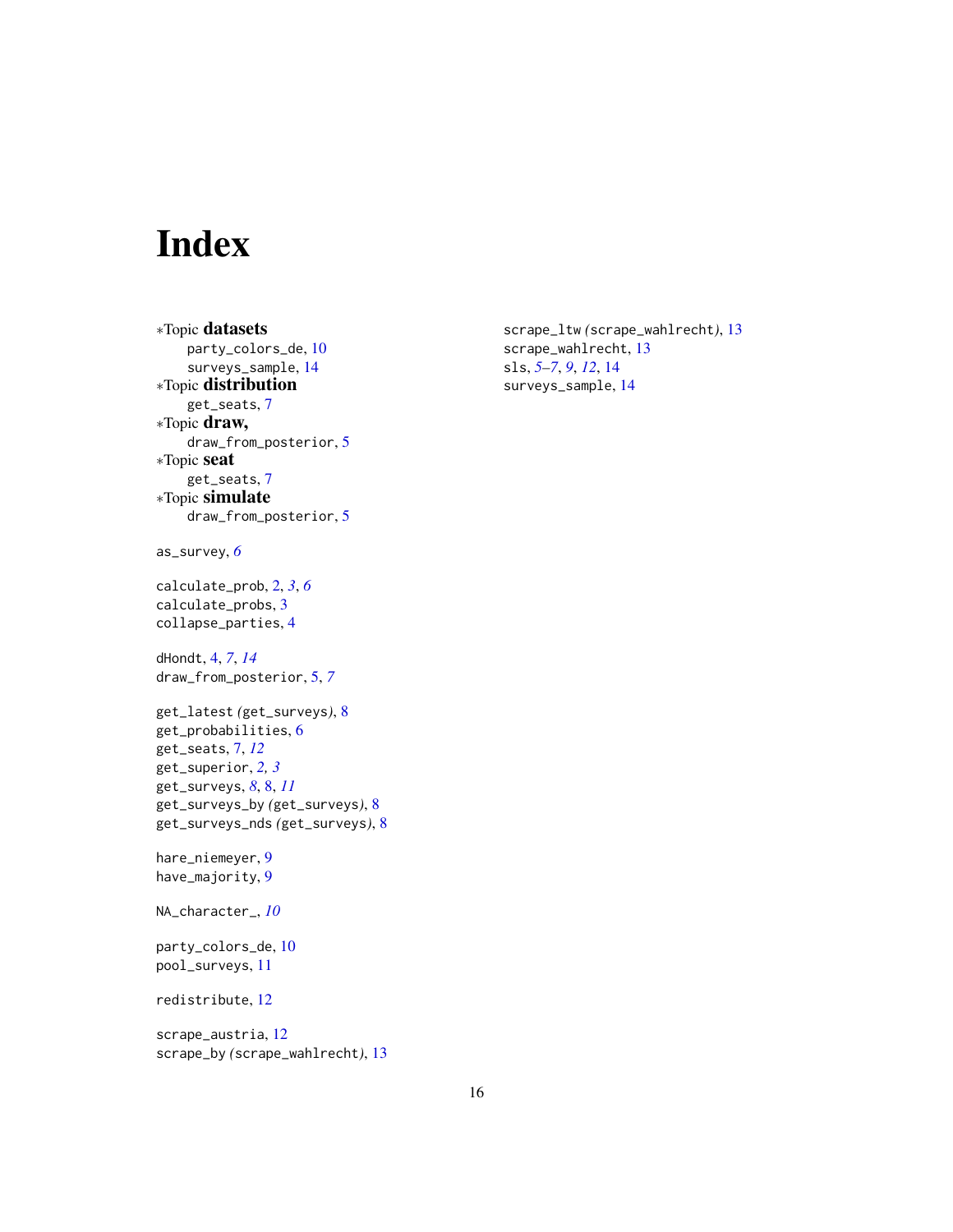# Index

*Topic **datasets**
  party_colors_de, 10
  surveys_sample, 14
*Topic **distribution**
  get_seats, 7
*Topic **draw,**
  draw_from_posterior, 5
*Topic **seat**
  get_seats, 7
*Topic **simulate**
  draw_from_posterior, 5

as_survey, *6*

calculate_prob, 2, *3*, *6*
calculate_probs, 3
collapse_parties, 4

dHondt, 4, *7*, *14*
draw_from_posterior, 5, *7*

get_latest *(*get_surveys*)*, 8
get_probabilities, 6
get_seats, 7, *12*
get_superior, *2, 3*
get_surveys, *8*, 8, *11*
get_surveys_by *(*get_surveys*)*, 8
get_surveys_nds *(*get_surveys*)*, 8

hare_niemeyer, 9
have_majority, 9

NA_character_, *10*

party_colors_de, 10
pool_surveys, 11

redistribute, 12

scrape_austria, 12
scrape_by *(*scrape_wahlrecht*)*, 13
scrape_ltw *(*scrape_wahlrecht*)*, 13
scrape_wahlrecht, 13
sls, *5–7*, *9*, *12*, 14
surveys_sample, 14